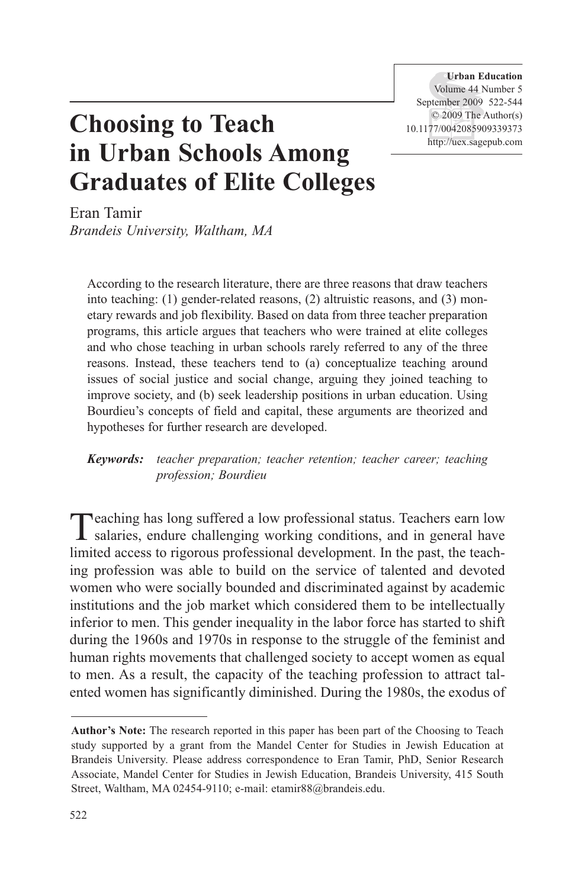# Choosing to Teach in Urban Schools Among Graduates of Elite Colleges

Eran Tamir
*Brandeis University, Waltham, MA*

According to the research literature, there are three reasons that draw teachers into teaching: (1) gender-related reasons, (2) altruistic reasons, and (3) monetary rewards and job flexibility. Based on data from three teacher preparation programs, this article argues that teachers who were trained at elite colleges and who chose teaching in urban schools rarely referred to any of the three reasons. Instead, these teachers tend to (a) conceptualize teaching around issues of social justice and social change, arguing they joined teaching to improve society, and (b) seek leadership positions in urban education. Using Bourdieu's concepts of field and capital, these arguments are theorized and hypotheses for further research are developed.

***Keywords:*** *teacher preparation; teacher retention; teacher career; teaching profession; Bourdieu*

Teaching has long suffered a low professional status. Teachers earn low salaries, endure challenging working conditions, and in general have limited access to rigorous professional development. In the past, the teaching profession was able to build on the service of talented and devoted women who were socially bounded and discriminated against by academic institutions and the job market which considered them to be intellectually inferior to men. This gender inequality in the labor force has started to shift during the 1960s and 1970s in response to the struggle of the feminist and human rights movements that challenged society to accept women as equal to men. As a result, the capacity of the teaching profession to attract talented women has significantly diminished. During the 1980s, the exodus of

**Author's Note:** The research reported in this paper has been part of the Choosing to Teach study supported by a grant from the Mandel Center for Studies in Jewish Education at Brandeis University. Please address correspondence to Eran Tamir, PhD, Senior Research Associate, Mandel Center for Studies in Jewish Education, Brandeis University, 415 South Street, Waltham, MA 02454-9110; e-mail: etamir88@brandeis.edu.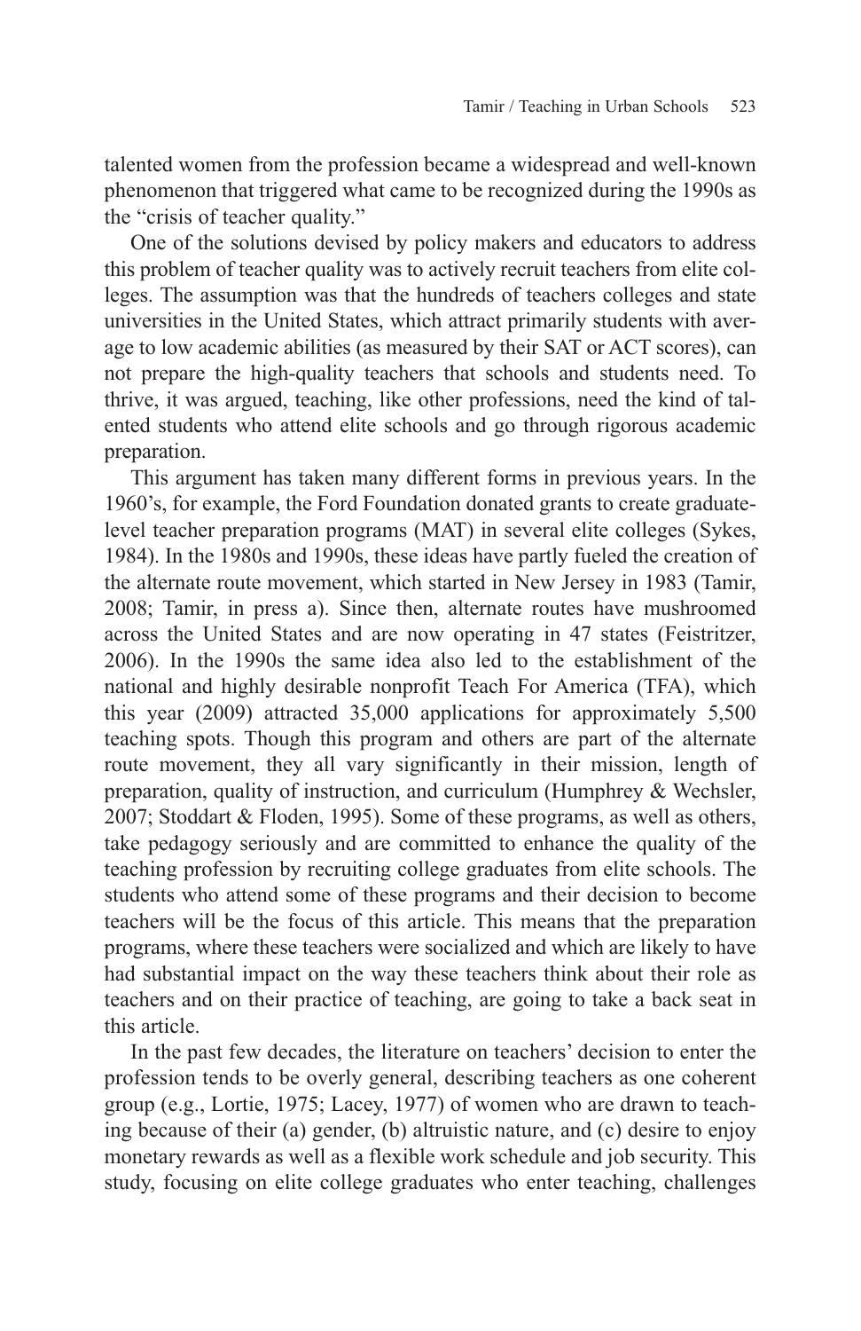talented women from the profession became a widespread and well-known phenomenon that triggered what came to be recognized during the 1990s as the "crisis of teacher quality."

One of the solutions devised by policy makers and educators to address this problem of teacher quality was to actively recruit teachers from elite colleges. The assumption was that the hundreds of teachers colleges and state universities in the United States, which attract primarily students with average to low academic abilities (as measured by their SAT or ACT scores), can not prepare the high-quality teachers that schools and students need. To thrive, it was argued, teaching, like other professions, need the kind of talented students who attend elite schools and go through rigorous academic preparation.

This argument has taken many different forms in previous years. In the 1960's, for example, the Ford Foundation donated grants to create graduate-level teacher preparation programs (MAT) in several elite colleges (Sykes, 1984). In the 1980s and 1990s, these ideas have partly fueled the creation of the alternate route movement, which started in New Jersey in 1983 (Tamir, 2008; Tamir, in press a). Since then, alternate routes have mushroomed across the United States and are now operating in 47 states (Feistritzer, 2006). In the 1990s the same idea also led to the establishment of the national and highly desirable nonprofit Teach For America (TFA), which this year (2009) attracted 35,000 applications for approximately 5,500 teaching spots. Though this program and others are part of the alternate route movement, they all vary significantly in their mission, length of preparation, quality of instruction, and curriculum (Humphrey & Wechsler, 2007; Stoddart & Floden, 1995). Some of these programs, as well as others, take pedagogy seriously and are committed to enhance the quality of the teaching profession by recruiting college graduates from elite schools. The students who attend some of these programs and their decision to become teachers will be the focus of this article. This means that the preparation programs, where these teachers were socialized and which are likely to have had substantial impact on the way these teachers think about their role as teachers and on their practice of teaching, are going to take a back seat in this article.

In the past few decades, the literature on teachers' decision to enter the profession tends to be overly general, describing teachers as one coherent group (e.g., Lortie, 1975; Lacey, 1977) of women who are drawn to teaching because of their (a) gender, (b) altruistic nature, and (c) desire to enjoy monetary rewards as well as a flexible work schedule and job security. This study, focusing on elite college graduates who enter teaching, challenges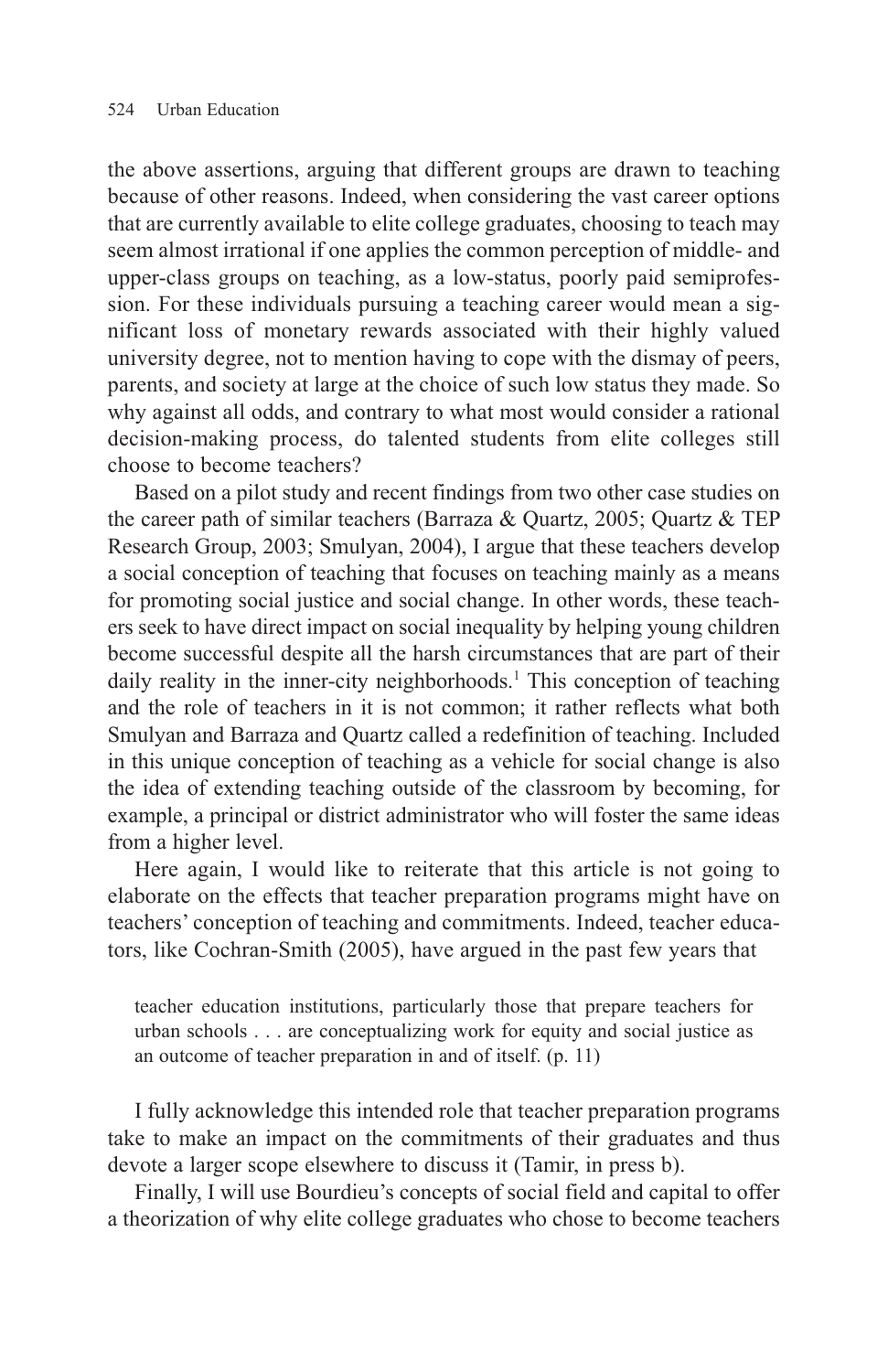the above assertions, arguing that different groups are drawn to teaching because of other reasons. Indeed, when considering the vast career options that are currently available to elite college graduates, choosing to teach may seem almost irrational if one applies the common perception of middle- and upper-class groups on teaching, as a low-status, poorly paid semiprofession. For these individuals pursuing a teaching career would mean a significant loss of monetary rewards associated with their highly valued university degree, not to mention having to cope with the dismay of peers, parents, and society at large at the choice of such low status they made. So why against all odds, and contrary to what most would consider a rational decision-making process, do talented students from elite colleges still choose to become teachers?

Based on a pilot study and recent findings from two other case studies on the career path of similar teachers (Barraza & Quartz, 2005; Quartz & TEP Research Group, 2003; Smulyan, 2004), I argue that these teachers develop a social conception of teaching that focuses on teaching mainly as a means for promoting social justice and social change. In other words, these teachers seek to have direct impact on social inequality by helping young children become successful despite all the harsh circumstances that are part of their daily reality in the inner-city neighborhoods.[1] This conception of teaching and the role of teachers in it is not common; it rather reflects what both Smulyan and Barraza and Quartz called a redefinition of teaching. Included in this unique conception of teaching as a vehicle for social change is also the idea of extending teaching outside of the classroom by becoming, for example, a principal or district administrator who will foster the same ideas from a higher level.

Here again, I would like to reiterate that this article is not going to elaborate on the effects that teacher preparation programs might have on teachers' conception of teaching and commitments. Indeed, teacher educators, like Cochran-Smith (2005), have argued in the past few years that

> teacher education institutions, particularly those that prepare teachers for urban schools . . . are conceptualizing work for equity and social justice as an outcome of teacher preparation in and of itself. (p. 11)

I fully acknowledge this intended role that teacher preparation programs take to make an impact on the commitments of their graduates and thus devote a larger scope elsewhere to discuss it (Tamir, in press b).

Finally, I will use Bourdieu's concepts of social field and capital to offer a theorization of why elite college graduates who chose to become teachers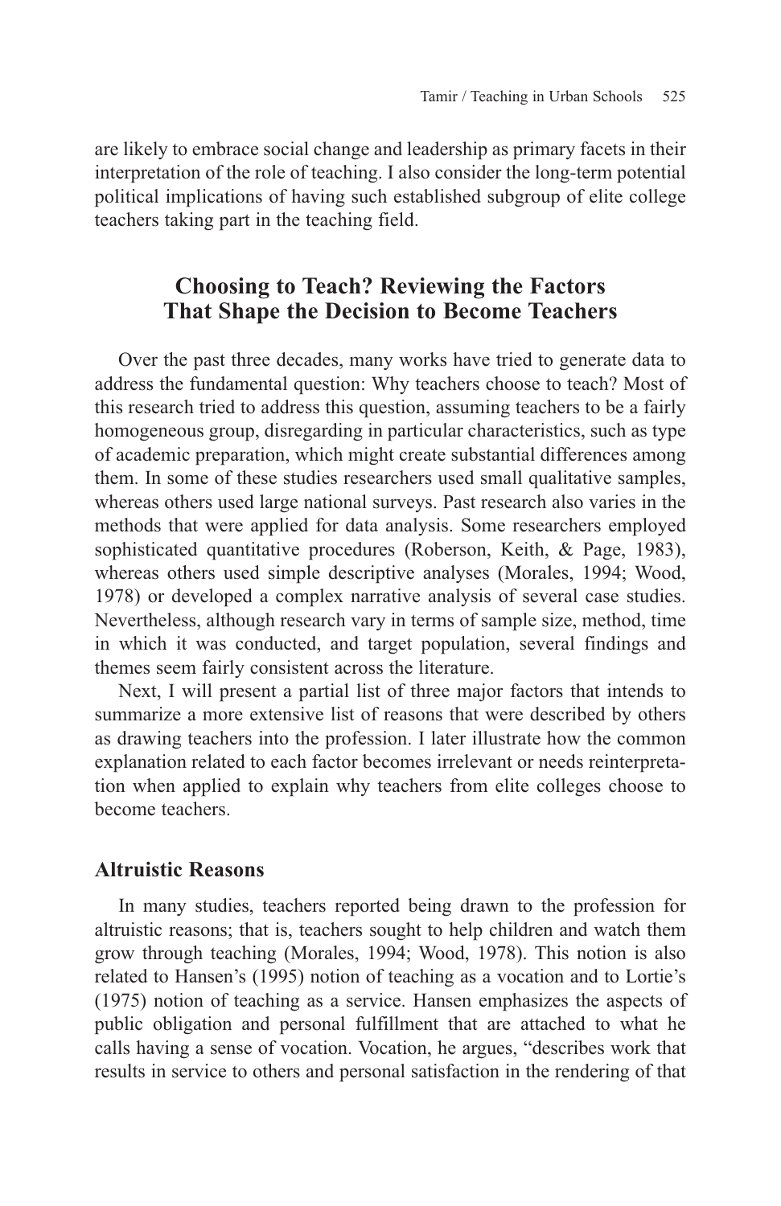are likely to embrace social change and leadership as primary facets in their interpretation of the role of teaching. I also consider the long-term potential political implications of having such established subgroup of elite college teachers taking part in the teaching field.

## Choosing to Teach? Reviewing the Factors That Shape the Decision to Become Teachers

Over the past three decades, many works have tried to generate data to address the fundamental question: Why teachers choose to teach? Most of this research tried to address this question, assuming teachers to be a fairly homogeneous group, disregarding in particular characteristics, such as type of academic preparation, which might create substantial differences among them. In some of these studies researchers used small qualitative samples, whereas others used large national surveys. Past research also varies in the methods that were applied for data analysis. Some researchers employed sophisticated quantitative procedures (Roberson, Keith, & Page, 1983), whereas others used simple descriptive analyses (Morales, 1994; Wood, 1978) or developed a complex narrative analysis of several case studies. Nevertheless, although research vary in terms of sample size, method, time in which it was conducted, and target population, several findings and themes seem fairly consistent across the literature.

Next, I will present a partial list of three major factors that intends to summarize a more extensive list of reasons that were described by others as drawing teachers into the profession. I later illustrate how the common explanation related to each factor becomes irrelevant or needs reinterpretation when applied to explain why teachers from elite colleges choose to become teachers.

### Altruistic Reasons

In many studies, teachers reported being drawn to the profession for altruistic reasons; that is, teachers sought to help children and watch them grow through teaching (Morales, 1994; Wood, 1978). This notion is also related to Hansen's (1995) notion of teaching as a vocation and to Lortie's (1975) notion of teaching as a service. Hansen emphasizes the aspects of public obligation and personal fulfillment that are attached to what he calls having a sense of vocation. Vocation, he argues, "describes work that results in service to others and personal satisfaction in the rendering of that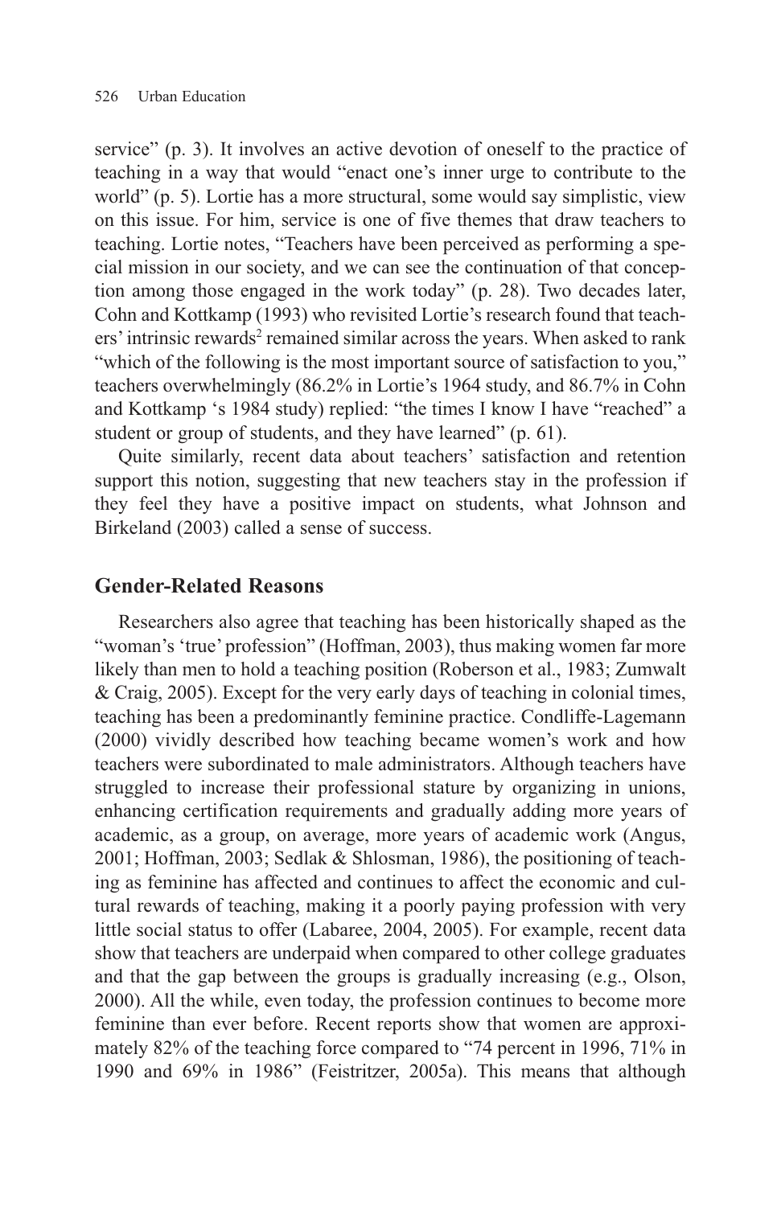service" (p. 3). It involves an active devotion of oneself to the practice of teaching in a way that would "enact one's inner urge to contribute to the world" (p. 5). Lortie has a more structural, some would say simplistic, view on this issue. For him, service is one of five themes that draw teachers to teaching. Lortie notes, "Teachers have been perceived as performing a special mission in our society, and we can see the continuation of that conception among those engaged in the work today" (p. 28). Two decades later, Cohn and Kottkamp (1993) who revisited Lortie's research found that teachers' intrinsic rewards[2] remained similar across the years. When asked to rank "which of the following is the most important source of satisfaction to you," teachers overwhelmingly (86.2% in Lortie's 1964 study, and 86.7% in Cohn and Kottkamp 's 1984 study) replied: "the times I know I have "reached" a student or group of students, and they have learned" (p. 61).

Quite similarly, recent data about teachers' satisfaction and retention support this notion, suggesting that new teachers stay in the profession if they feel they have a positive impact on students, what Johnson and Birkeland (2003) called a sense of success.

## Gender-Related Reasons

Researchers also agree that teaching has been historically shaped as the "woman's 'true' profession" (Hoffman, 2003), thus making women far more likely than men to hold a teaching position (Roberson et al., 1983; Zumwalt & Craig, 2005). Except for the very early days of teaching in colonial times, teaching has been a predominantly feminine practice. Condliffe-Lagemann (2000) vividly described how teaching became women's work and how teachers were subordinated to male administrators. Although teachers have struggled to increase their professional stature by organizing in unions, enhancing certification requirements and gradually adding more years of academic, as a group, on average, more years of academic work (Angus, 2001; Hoffman, 2003; Sedlak & Shlosman, 1986), the positioning of teaching as feminine has affected and continues to affect the economic and cultural rewards of teaching, making it a poorly paying profession with very little social status to offer (Labaree, 2004, 2005). For example, recent data show that teachers are underpaid when compared to other college graduates and that the gap between the groups is gradually increasing (e.g., Olson, 2000). All the while, even today, the profession continues to become more feminine than ever before. Recent reports show that women are approximately 82% of the teaching force compared to "74 percent in 1996, 71% in 1990 and 69% in 1986" (Feistritzer, 2005a). This means that although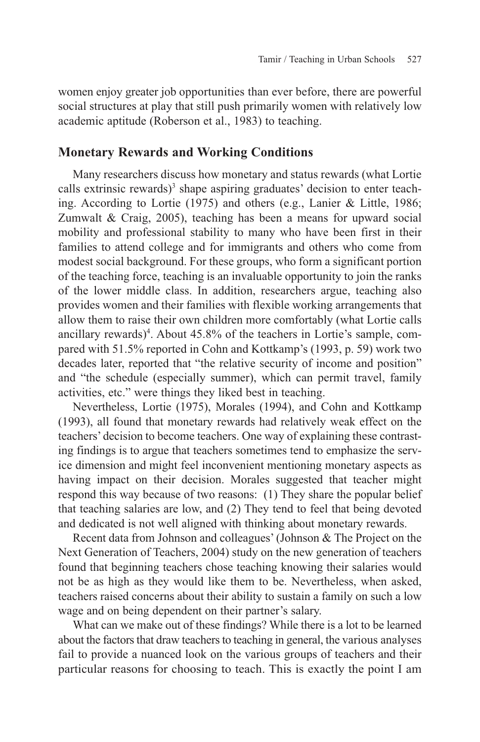women enjoy greater job opportunities than ever before, there are powerful social structures at play that still push primarily women with relatively low academic aptitude (Roberson et al., 1983) to teaching.

## Monetary Rewards and Working Conditions

Many researchers discuss how monetary and status rewards (what Lortie calls extrinsic rewards)[3] shape aspiring graduates' decision to enter teaching. According to Lortie (1975) and others (e.g., Lanier & Little, 1986; Zumwalt & Craig, 2005), teaching has been a means for upward social mobility and professional stability to many who have been first in their families to attend college and for immigrants and others who come from modest social background. For these groups, who form a significant portion of the teaching force, teaching is an invaluable opportunity to join the ranks of the lower middle class. In addition, researchers argue, teaching also provides women and their families with flexible working arrangements that allow them to raise their own children more comfortably (what Lortie calls ancillary rewards)[4]. About 45.8% of the teachers in Lortie's sample, compared with 51.5% reported in Cohn and Kottkamp's (1993, p. 59) work two decades later, reported that "the relative security of income and position" and "the schedule (especially summer), which can permit travel, family activities, etc." were things they liked best in teaching.

Nevertheless, Lortie (1975), Morales (1994), and Cohn and Kottkamp (1993), all found that monetary rewards had relatively weak effect on the teachers' decision to become teachers. One way of explaining these contrasting findings is to argue that teachers sometimes tend to emphasize the service dimension and might feel inconvenient mentioning monetary aspects as having impact on their decision. Morales suggested that teacher might respond this way because of two reasons: (1) They share the popular belief that teaching salaries are low, and (2) They tend to feel that being devoted and dedicated is not well aligned with thinking about monetary rewards.

Recent data from Johnson and colleagues' (Johnson & The Project on the Next Generation of Teachers, 2004) study on the new generation of teachers found that beginning teachers chose teaching knowing their salaries would not be as high as they would like them to be. Nevertheless, when asked, teachers raised concerns about their ability to sustain a family on such a low wage and on being dependent on their partner's salary.

What can we make out of these findings? While there is a lot to be learned about the factors that draw teachers to teaching in general, the various analyses fail to provide a nuanced look on the various groups of teachers and their particular reasons for choosing to teach. This is exactly the point I am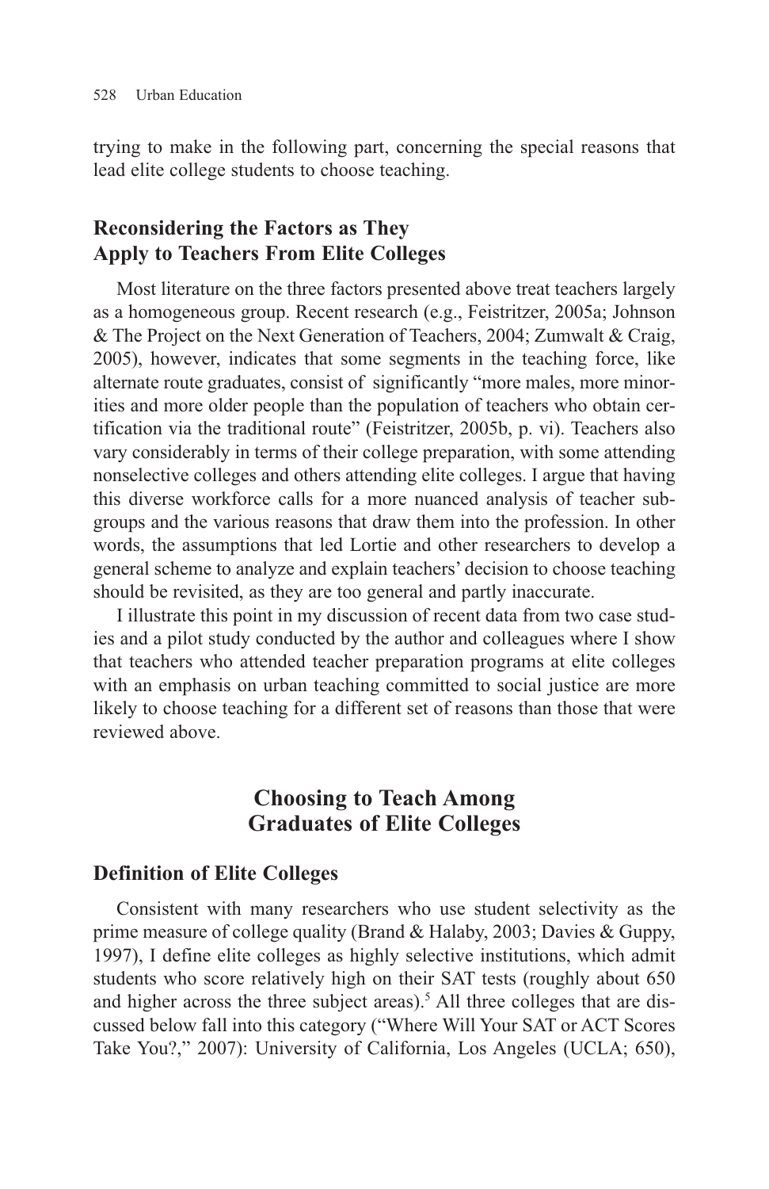trying to make in the following part, concerning the special reasons that lead elite college students to choose teaching.

### Reconsidering the Factors as They Apply to Teachers From Elite Colleges

Most literature on the three factors presented above treat teachers largely as a homogeneous group. Recent research (e.g., Feistritzer, 2005a; Johnson & The Project on the Next Generation of Teachers, 2004; Zumwalt & Craig, 2005), however, indicates that some segments in the teaching force, like alternate route graduates, consist of significantly "more males, more minorities and more older people than the population of teachers who obtain certification via the traditional route" (Feistritzer, 2005b, p. vi). Teachers also vary considerably in terms of their college preparation, with some attending nonselective colleges and others attending elite colleges. I argue that having this diverse workforce calls for a more nuanced analysis of teacher subgroups and the various reasons that draw them into the profession. In other words, the assumptions that led Lortie and other researchers to develop a general scheme to analyze and explain teachers' decision to choose teaching should be revisited, as they are too general and partly inaccurate.

I illustrate this point in my discussion of recent data from two case studies and a pilot study conducted by the author and colleagues where I show that teachers who attended teacher preparation programs at elite colleges with an emphasis on urban teaching committed to social justice are more likely to choose teaching for a different set of reasons than those that were reviewed above.

## Choosing to Teach Among Graduates of Elite Colleges

### Definition of Elite Colleges

Consistent with many researchers who use student selectivity as the prime measure of college quality (Brand & Halaby, 2003; Davies & Guppy, 1997), I define elite colleges as highly selective institutions, which admit students who score relatively high on their SAT tests (roughly about 650 and higher across the three subject areas).[5] All three colleges that are discussed below fall into this category ("Where Will Your SAT or ACT Scores Take You?," 2007): University of California, Los Angeles (UCLA; 650),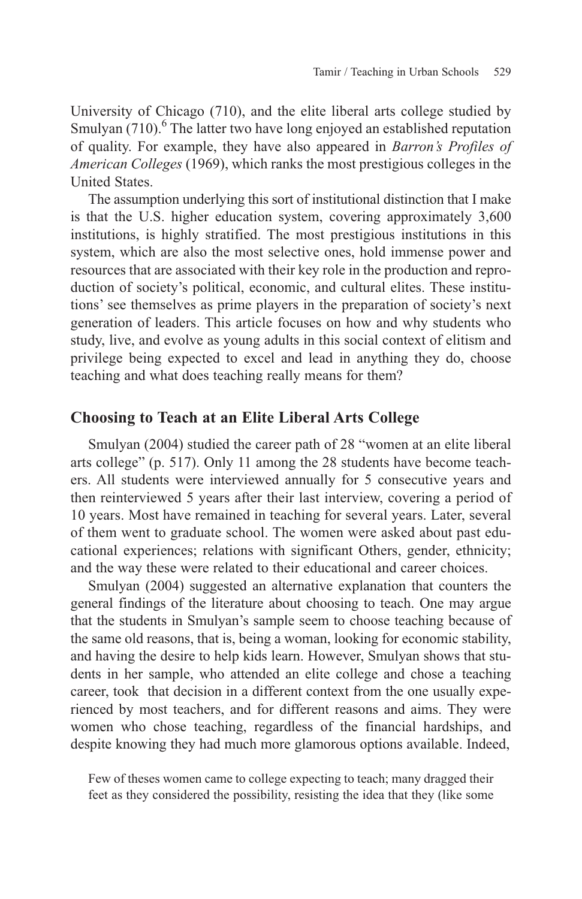University of Chicago (710), and the elite liberal arts college studied by Smulyan (710).[6] The latter two have long enjoyed an established reputation of quality. For example, they have also appeared in *Barron's Profiles of American Colleges* (1969), which ranks the most prestigious colleges in the United States.

The assumption underlying this sort of institutional distinction that I make is that the U.S. higher education system, covering approximately 3,600 institutions, is highly stratified. The most prestigious institutions in this system, which are also the most selective ones, hold immense power and resources that are associated with their key role in the production and reproduction of society's political, economic, and cultural elites. These institutions' see themselves as prime players in the preparation of society's next generation of leaders. This article focuses on how and why students who study, live, and evolve as young adults in this social context of elitism and privilege being expected to excel and lead in anything they do, choose teaching and what does teaching really means for them?

## Choosing to Teach at an Elite Liberal Arts College

Smulyan (2004) studied the career path of 28 "women at an elite liberal arts college" (p. 517). Only 11 among the 28 students have become teachers. All students were interviewed annually for 5 consecutive years and then reinterviewed 5 years after their last interview, covering a period of 10 years. Most have remained in teaching for several years. Later, several of them went to graduate school. The women were asked about past educational experiences; relations with significant Others, gender, ethnicity; and the way these were related to their educational and career choices.

Smulyan (2004) suggested an alternative explanation that counters the general findings of the literature about choosing to teach. One may argue that the students in Smulyan's sample seem to choose teaching because of the same old reasons, that is, being a woman, looking for economic stability, and having the desire to help kids learn. However, Smulyan shows that students in her sample, who attended an elite college and chose a teaching career, took that decision in a different context from the one usually experienced by most teachers, and for different reasons and aims. They were women who chose teaching, regardless of the financial hardships, and despite knowing they had much more glamorous options available. Indeed,

> Few of theses women came to college expecting to teach; many dragged their feet as they considered the possibility, resisting the idea that they (like some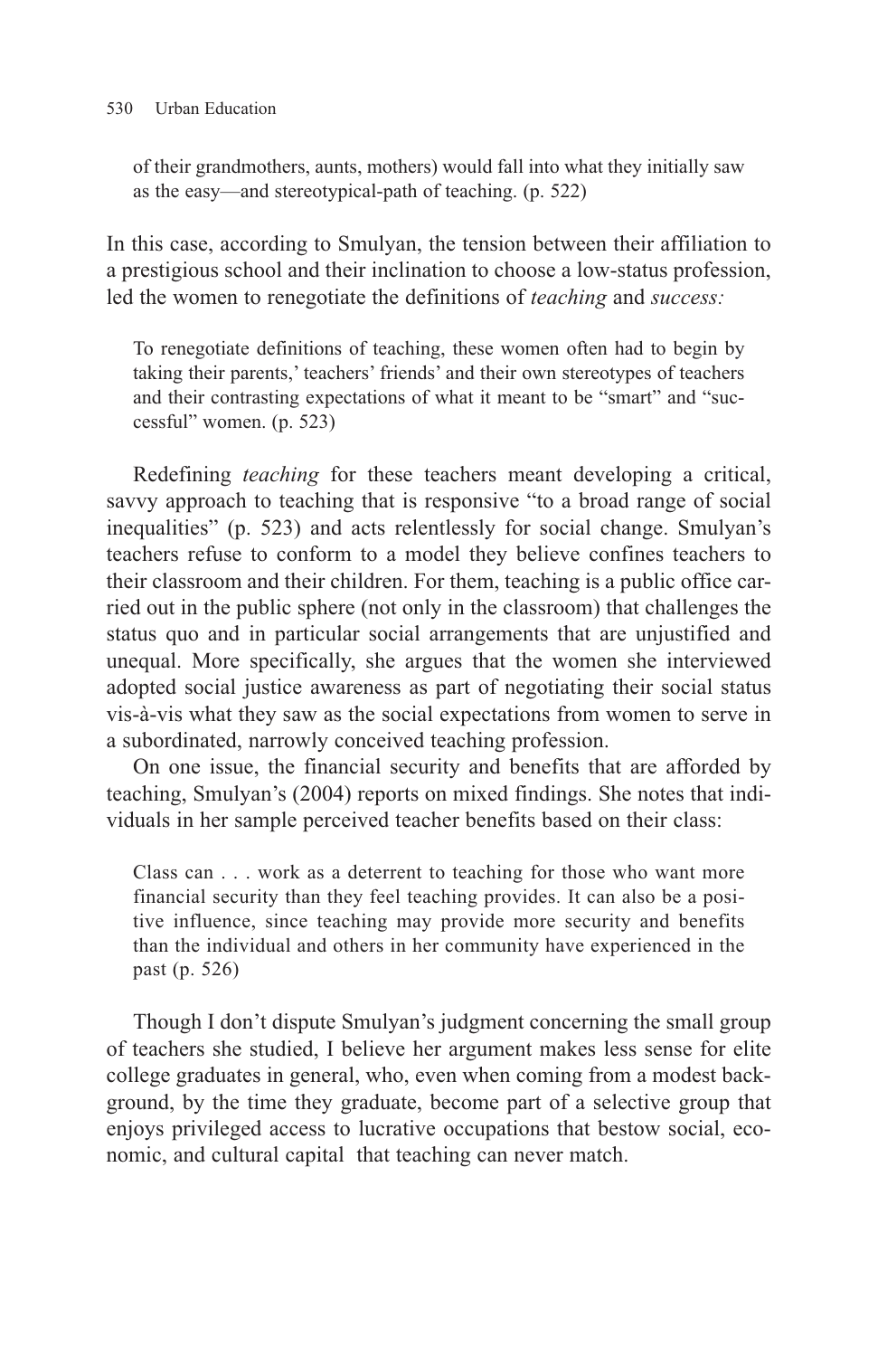> of their grandmothers, aunts, mothers) would fall into what they initially saw as the easy—and stereotypical-path of teaching. (p. 522)

In this case, according to Smulyan, the tension between their affiliation to a prestigious school and their inclination to choose a low-status profession, led the women to renegotiate the definitions of *teaching* and *success:*

> To renegotiate definitions of teaching, these women often had to begin by taking their parents,' teachers' friends' and their own stereotypes of teachers and their contrasting expectations of what it meant to be "smart" and "successful" women. (p. 523)

Redefining *teaching* for these teachers meant developing a critical, savvy approach to teaching that is responsive "to a broad range of social inequalities" (p. 523) and acts relentlessly for social change. Smulyan's teachers refuse to conform to a model they believe confines teachers to their classroom and their children. For them, teaching is a public office carried out in the public sphere (not only in the classroom) that challenges the status quo and in particular social arrangements that are unjustified and unequal. More specifically, she argues that the women she interviewed adopted social justice awareness as part of negotiating their social status vis-à-vis what they saw as the social expectations from women to serve in a subordinated, narrowly conceived teaching profession.

On one issue, the financial security and benefits that are afforded by teaching, Smulyan's (2004) reports on mixed findings. She notes that individuals in her sample perceived teacher benefits based on their class:

> Class can . . . work as a deterrent to teaching for those who want more financial security than they feel teaching provides. It can also be a positive influence, since teaching may provide more security and benefits than the individual and others in her community have experienced in the past (p. 526)

Though I don't dispute Smulyan's judgment concerning the small group of teachers she studied, I believe her argument makes less sense for elite college graduates in general, who, even when coming from a modest background, by the time they graduate, become part of a selective group that enjoys privileged access to lucrative occupations that bestow social, economic, and cultural capital that teaching can never match.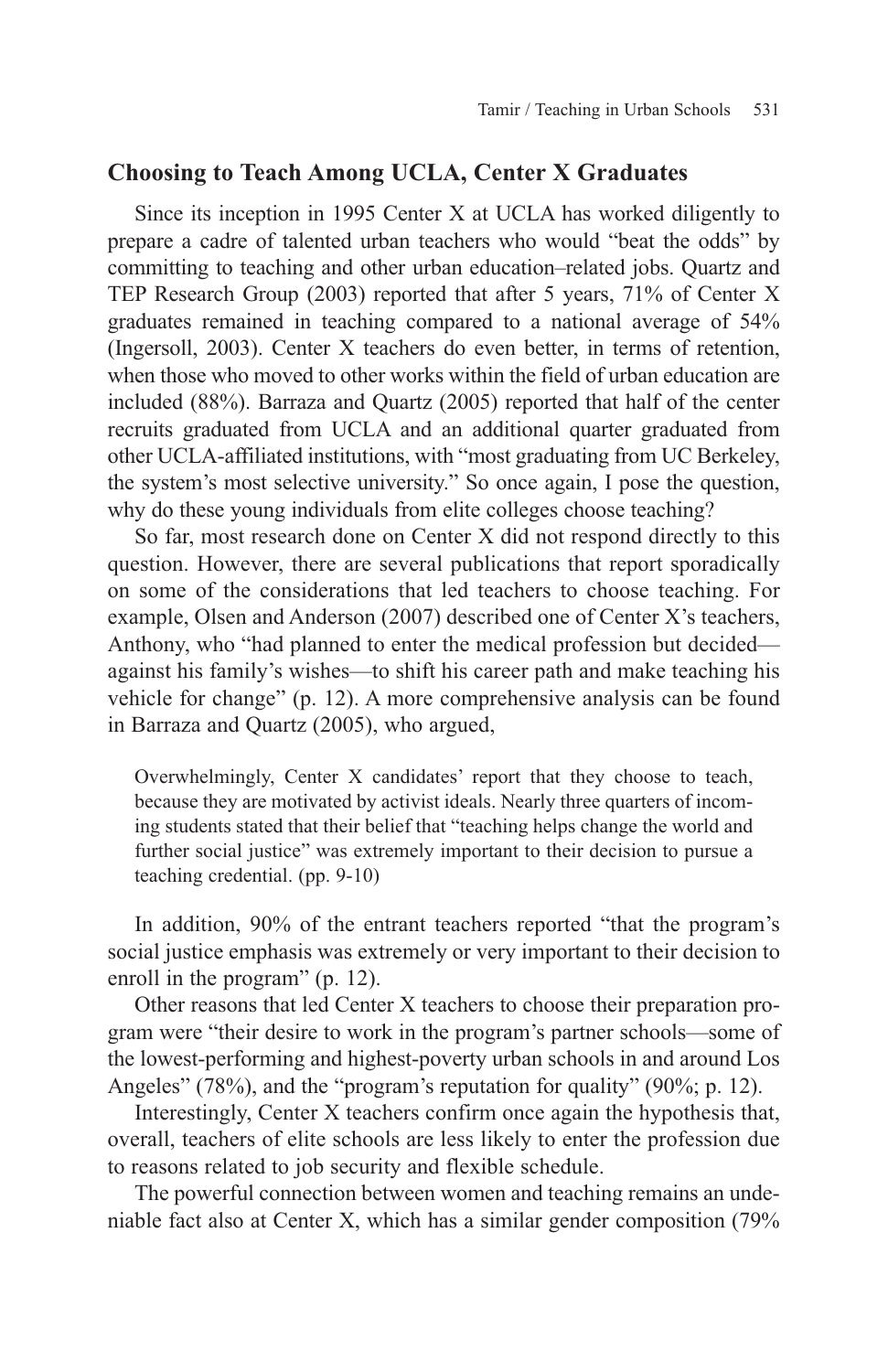## Choosing to Teach Among UCLA, Center X Graduates

Since its inception in 1995 Center X at UCLA has worked diligently to prepare a cadre of talented urban teachers who would "beat the odds" by committing to teaching and other urban education–related jobs. Quartz and TEP Research Group (2003) reported that after 5 years, 71% of Center X graduates remained in teaching compared to a national average of 54% (Ingersoll, 2003). Center X teachers do even better, in terms of retention, when those who moved to other works within the field of urban education are included (88%). Barraza and Quartz (2005) reported that half of the center recruits graduated from UCLA and an additional quarter graduated from other UCLA-affiliated institutions, with "most graduating from UC Berkeley, the system's most selective university." So once again, I pose the question, why do these young individuals from elite colleges choose teaching?

So far, most research done on Center X did not respond directly to this question. However, there are several publications that report sporadically on some of the considerations that led teachers to choose teaching. For example, Olsen and Anderson (2007) described one of Center X's teachers, Anthony, who "had planned to enter the medical profession but decided—against his family's wishes—to shift his career path and make teaching his vehicle for change" (p. 12). A more comprehensive analysis can be found in Barraza and Quartz (2005), who argued,

> Overwhelmingly, Center X candidates' report that they choose to teach, because they are motivated by activist ideals. Nearly three quarters of incoming students stated that their belief that "teaching helps change the world and further social justice" was extremely important to their decision to pursue a teaching credential. (pp. 9-10)

In addition, 90% of the entrant teachers reported "that the program's social justice emphasis was extremely or very important to their decision to enroll in the program" (p. 12).

Other reasons that led Center X teachers to choose their preparation program were "their desire to work in the program's partner schools—some of the lowest-performing and highest-poverty urban schools in and around Los Angeles" (78%), and the "program's reputation for quality" (90%; p. 12).

Interestingly, Center X teachers confirm once again the hypothesis that, overall, teachers of elite schools are less likely to enter the profession due to reasons related to job security and flexible schedule.

The powerful connection between women and teaching remains an undeniable fact also at Center X, which has a similar gender composition (79%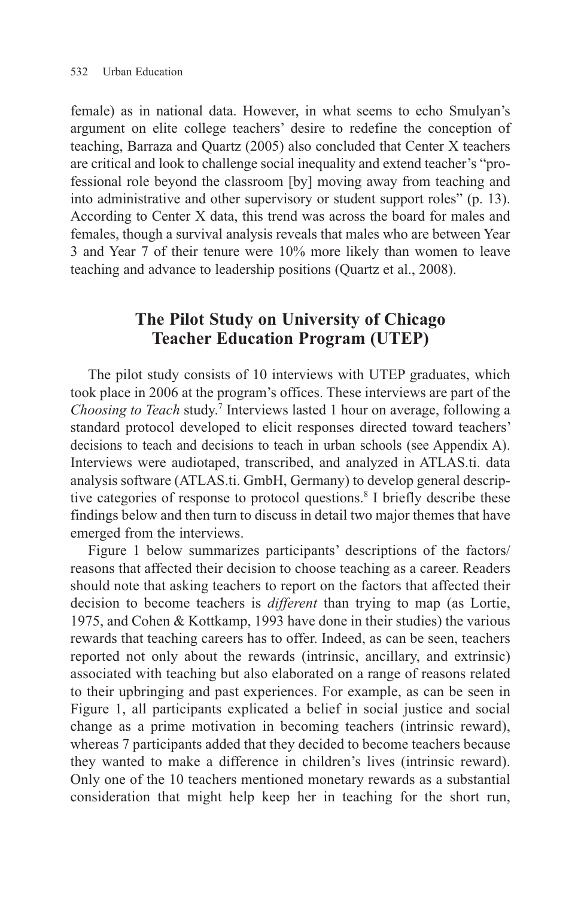female) as in national data. However, in what seems to echo Smulyan's argument on elite college teachers' desire to redefine the conception of teaching, Barraza and Quartz (2005) also concluded that Center X teachers are critical and look to challenge social inequality and extend teacher's "professional role beyond the classroom [by] moving away from teaching and into administrative and other supervisory or student support roles" (p. 13). According to Center X data, this trend was across the board for males and females, though a survival analysis reveals that males who are between Year 3 and Year 7 of their tenure were 10% more likely than women to leave teaching and advance to leadership positions (Quartz et al., 2008).

## The Pilot Study on University of Chicago Teacher Education Program (UTEP)

The pilot study consists of 10 interviews with UTEP graduates, which took place in 2006 at the program's offices. These interviews are part of the *Choosing to Teach* study.[7] Interviews lasted 1 hour on average, following a standard protocol developed to elicit responses directed toward teachers' decisions to teach and decisions to teach in urban schools (see Appendix A). Interviews were audiotaped, transcribed, and analyzed in ATLAS.ti. data analysis software (ATLAS.ti. GmbH, Germany) to develop general descriptive categories of response to protocol questions.[8] I briefly describe these findings below and then turn to discuss in detail two major themes that have emerged from the interviews.

Figure 1 below summarizes participants' descriptions of the factors/reasons that affected their decision to choose teaching as a career. Readers should note that asking teachers to report on the factors that affected their decision to become teachers is *different* than trying to map (as Lortie, 1975, and Cohen & Kottkamp, 1993 have done in their studies) the various rewards that teaching careers has to offer. Indeed, as can be seen, teachers reported not only about the rewards (intrinsic, ancillary, and extrinsic) associated with teaching but also elaborated on a range of reasons related to their upbringing and past experiences. For example, as can be seen in Figure 1, all participants explicated a belief in social justice and social change as a prime motivation in becoming teachers (intrinsic reward), whereas 7 participants added that they decided to become teachers because they wanted to make a difference in children's lives (intrinsic reward). Only one of the 10 teachers mentioned monetary rewards as a substantial consideration that might help keep her in teaching for the short run,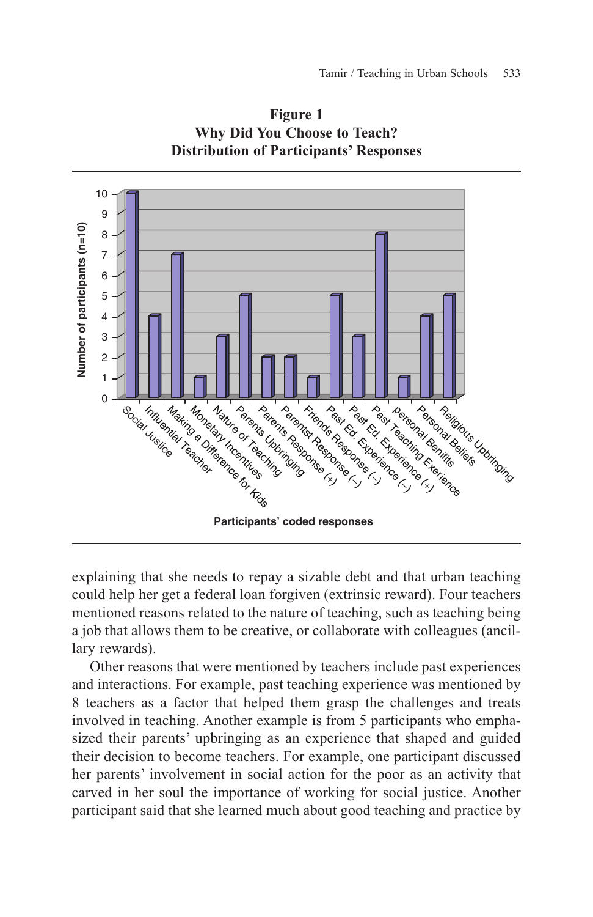**Figure 1**
**Why Did You Choose to Teach?**
**Distribution of Participants' Responses**

explaining that she needs to repay a sizable debt and that urban teaching could help her get a federal loan forgiven (extrinsic reward). Four teachers mentioned reasons related to the nature of teaching, such as teaching being a job that allows them to be creative, or collaborate with colleagues (ancillary rewards).

Other reasons that were mentioned by teachers include past experiences and interactions. For example, past teaching experience was mentioned by 8 teachers as a factor that helped them grasp the challenges and treats involved in teaching. Another example is from 5 participants who emphasized their parents' upbringing as an experience that shaped and guided their decision to become teachers. For example, one participant discussed her parents' involvement in social action for the poor as an activity that carved in her soul the importance of working for social justice. Another participant said that she learned much about good teaching and practice by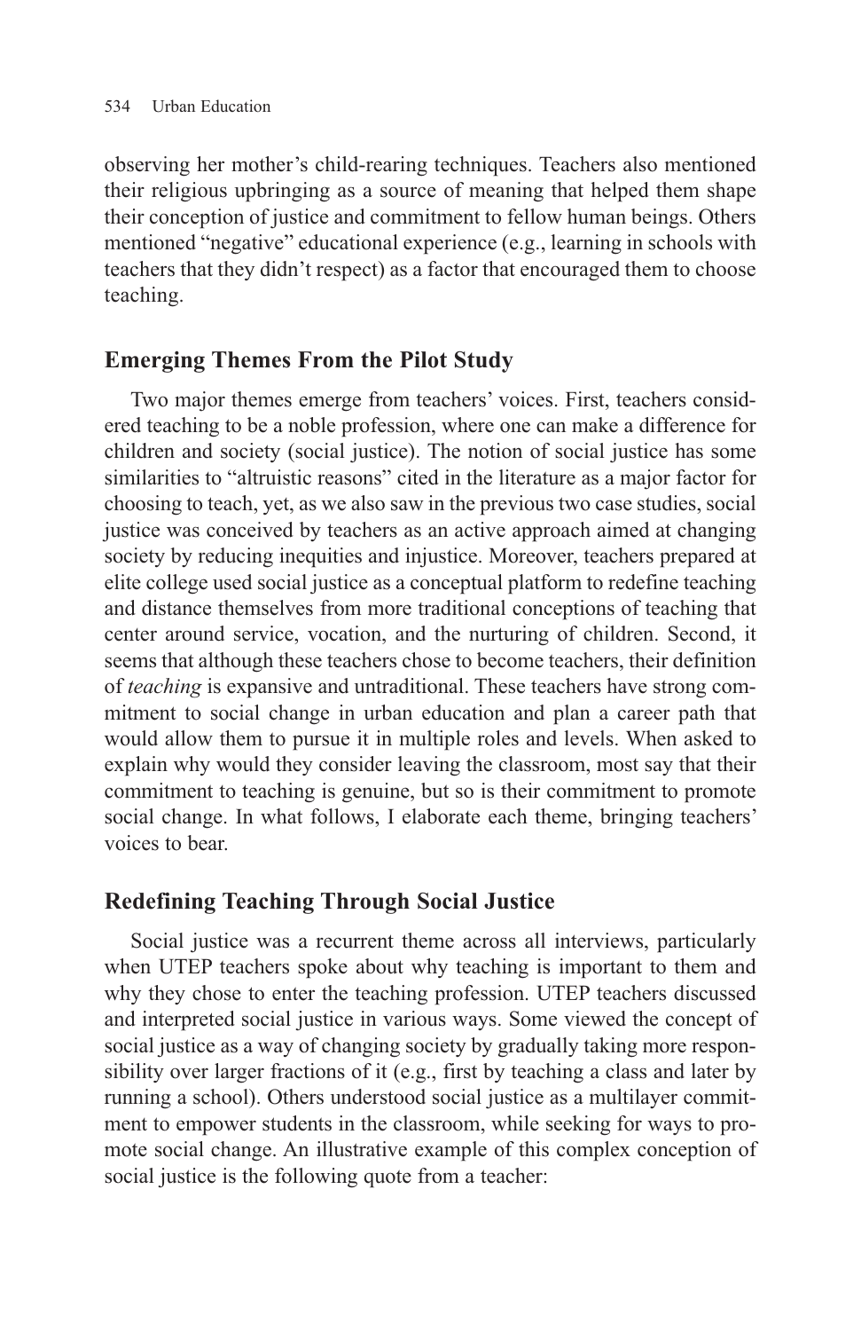observing her mother's child-rearing techniques. Teachers also mentioned their religious upbringing as a source of meaning that helped them shape their conception of justice and commitment to fellow human beings. Others mentioned "negative" educational experience (e.g., learning in schools with teachers that they didn't respect) as a factor that encouraged them to choose teaching.

## Emerging Themes From the Pilot Study

Two major themes emerge from teachers' voices. First, teachers considered teaching to be a noble profession, where one can make a difference for children and society (social justice). The notion of social justice has some similarities to "altruistic reasons" cited in the literature as a major factor for choosing to teach, yet, as we also saw in the previous two case studies, social justice was conceived by teachers as an active approach aimed at changing society by reducing inequities and injustice. Moreover, teachers prepared at elite college used social justice as a conceptual platform to redefine teaching and distance themselves from more traditional conceptions of teaching that center around service, vocation, and the nurturing of children. Second, it seems that although these teachers chose to become teachers, their definition of *teaching* is expansive and untraditional. These teachers have strong commitment to social change in urban education and plan a career path that would allow them to pursue it in multiple roles and levels. When asked to explain why would they consider leaving the classroom, most say that their commitment to teaching is genuine, but so is their commitment to promote social change. In what follows, I elaborate each theme, bringing teachers' voices to bear.

## Redefining Teaching Through Social Justice

Social justice was a recurrent theme across all interviews, particularly when UTEP teachers spoke about why teaching is important to them and why they chose to enter the teaching profession. UTEP teachers discussed and interpreted social justice in various ways. Some viewed the concept of social justice as a way of changing society by gradually taking more responsibility over larger fractions of it (e.g., first by teaching a class and later by running a school). Others understood social justice as a multilayer commitment to empower students in the classroom, while seeking for ways to promote social change. An illustrative example of this complex conception of social justice is the following quote from a teacher: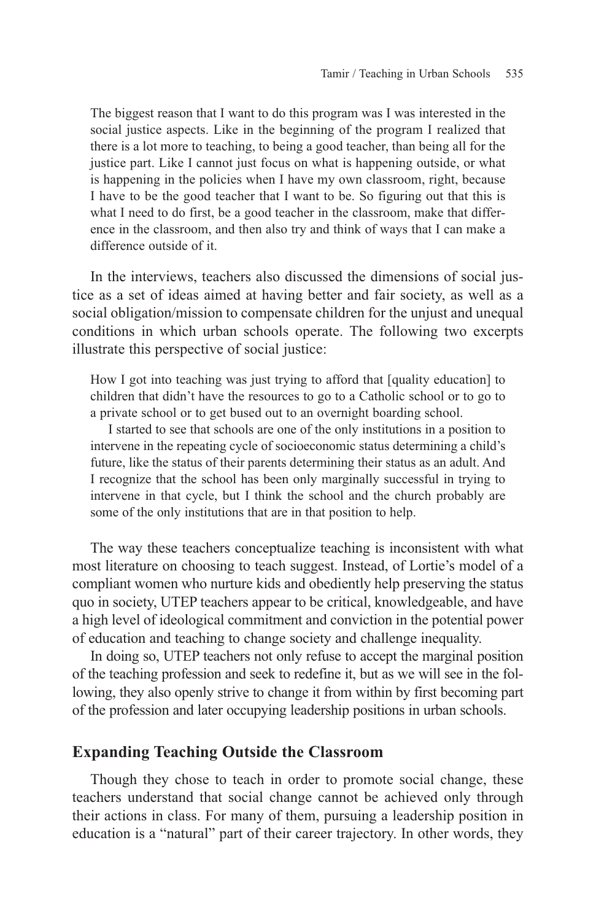> The biggest reason that I want to do this program was I was interested in the social justice aspects. Like in the beginning of the program I realized that there is a lot more to teaching, to being a good teacher, than being all for the justice part. Like I cannot just focus on what is happening outside, or what is happening in the policies when I have my own classroom, right, because I have to be the good teacher that I want to be. So figuring out that this is what I need to do first, be a good teacher in the classroom, make that difference in the classroom, and then also try and think of ways that I can make a difference outside of it.

In the interviews, teachers also discussed the dimensions of social justice as a set of ideas aimed at having better and fair society, as well as a social obligation/mission to compensate children for the unjust and unequal conditions in which urban schools operate. The following two excerpts illustrate this perspective of social justice:

> How I got into teaching was just trying to afford that [quality education] to children that didn't have the resources to go to a Catholic school or to go to a private school or to get bused out to an overnight boarding school.
>
> I started to see that schools are one of the only institutions in a position to intervene in the repeating cycle of socioeconomic status determining a child's future, like the status of their parents determining their status as an adult. And I recognize that the school has been only marginally successful in trying to intervene in that cycle, but I think the school and the church probably are some of the only institutions that are in that position to help.

The way these teachers conceptualize teaching is inconsistent with what most literature on choosing to teach suggest. Instead, of Lortie's model of a compliant women who nurture kids and obediently help preserving the status quo in society, UTEP teachers appear to be critical, knowledgeable, and have a high level of ideological commitment and conviction in the potential power of education and teaching to change society and challenge inequality.

In doing so, UTEP teachers not only refuse to accept the marginal position of the teaching profession and seek to redefine it, but as we will see in the following, they also openly strive to change it from within by first becoming part of the profession and later occupying leadership positions in urban schools.

## Expanding Teaching Outside the Classroom

Though they chose to teach in order to promote social change, these teachers understand that social change cannot be achieved only through their actions in class. For many of them, pursuing a leadership position in education is a "natural" part of their career trajectory. In other words, they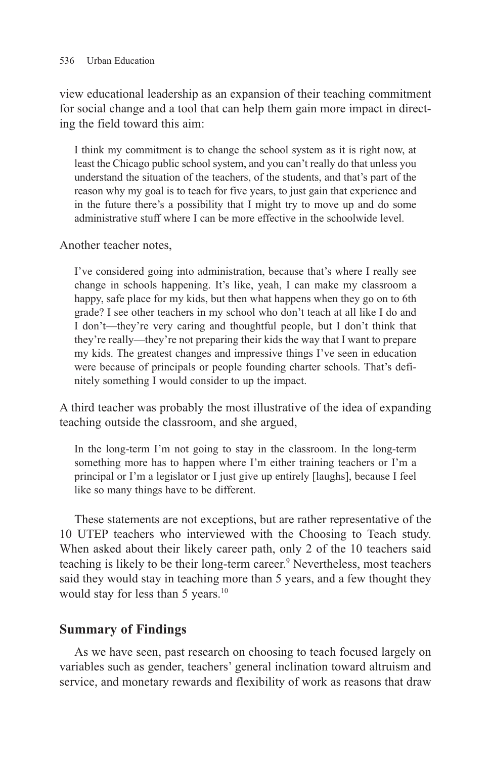view educational leadership as an expansion of their teaching commitment for social change and a tool that can help them gain more impact in directing the field toward this aim:

> I think my commitment is to change the school system as it is right now, at least the Chicago public school system, and you can't really do that unless you understand the situation of the teachers, of the students, and that's part of the reason why my goal is to teach for five years, to just gain that experience and in the future there's a possibility that I might try to move up and do some administrative stuff where I can be more effective in the schoolwide level.

Another teacher notes,

> I've considered going into administration, because that's where I really see change in schools happening. It's like, yeah, I can make my classroom a happy, safe place for my kids, but then what happens when they go on to 6th grade? I see other teachers in my school who don't teach at all like I do and I don't—they're very caring and thoughtful people, but I don't think that they're really—they're not preparing their kids the way that I want to prepare my kids. The greatest changes and impressive things I've seen in education were because of principals or people founding charter schools. That's definitely something I would consider to up the impact.

A third teacher was probably the most illustrative of the idea of expanding teaching outside the classroom, and she argued,

> In the long-term I'm not going to stay in the classroom. In the long-term something more has to happen where I'm either training teachers or I'm a principal or I'm a legislator or I just give up entirely [laughs], because I feel like so many things have to be different.

These statements are not exceptions, but are rather representative of the 10 UTEP teachers who interviewed with the Choosing to Teach study. When asked about their likely career path, only 2 of the 10 teachers said teaching is likely to be their long-term career.[9] Nevertheless, most teachers said they would stay in teaching more than 5 years, and a few thought they would stay for less than 5 years.[10]

## Summary of Findings

As we have seen, past research on choosing to teach focused largely on variables such as gender, teachers' general inclination toward altruism and service, and monetary rewards and flexibility of work as reasons that draw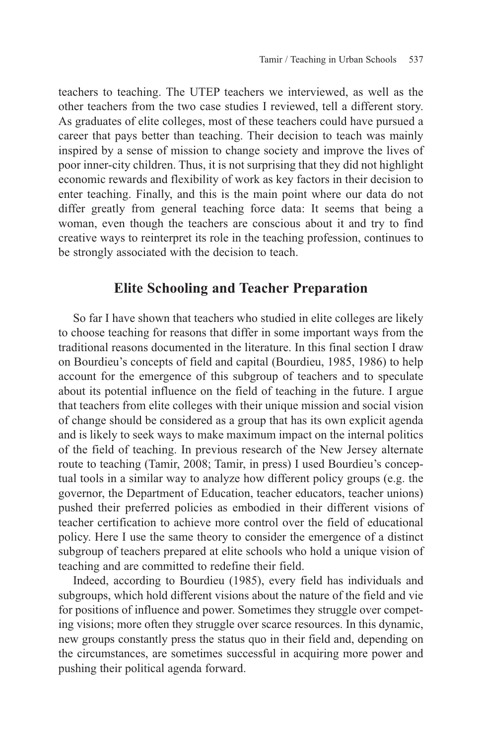teachers to teaching. The UTEP teachers we interviewed, as well as the other teachers from the two case studies I reviewed, tell a different story. As graduates of elite colleges, most of these teachers could have pursued a career that pays better than teaching. Their decision to teach was mainly inspired by a sense of mission to change society and improve the lives of poor inner-city children. Thus, it is not surprising that they did not highlight economic rewards and flexibility of work as key factors in their decision to enter teaching. Finally, and this is the main point where our data do not differ greatly from general teaching force data: It seems that being a woman, even though the teachers are conscious about it and try to find creative ways to reinterpret its role in the teaching profession, continues to be strongly associated with the decision to teach.

## Elite Schooling and Teacher Preparation

So far I have shown that teachers who studied in elite colleges are likely to choose teaching for reasons that differ in some important ways from the traditional reasons documented in the literature. In this final section I draw on Bourdieu's concepts of field and capital (Bourdieu, 1985, 1986) to help account for the emergence of this subgroup of teachers and to speculate about its potential influence on the field of teaching in the future. I argue that teachers from elite colleges with their unique mission and social vision of change should be considered as a group that has its own explicit agenda and is likely to seek ways to make maximum impact on the internal politics of the field of teaching. In previous research of the New Jersey alternate route to teaching (Tamir, 2008; Tamir, in press) I used Bourdieu's conceptual tools in a similar way to analyze how different policy groups (e.g. the governor, the Department of Education, teacher educators, teacher unions) pushed their preferred policies as embodied in their different visions of teacher certification to achieve more control over the field of educational policy. Here I use the same theory to consider the emergence of a distinct subgroup of teachers prepared at elite schools who hold a unique vision of teaching and are committed to redefine their field.

Indeed, according to Bourdieu (1985), every field has individuals and subgroups, which hold different visions about the nature of the field and vie for positions of influence and power. Sometimes they struggle over competing visions; more often they struggle over scarce resources. In this dynamic, new groups constantly press the status quo in their field and, depending on the circumstances, are sometimes successful in acquiring more power and pushing their political agenda forward.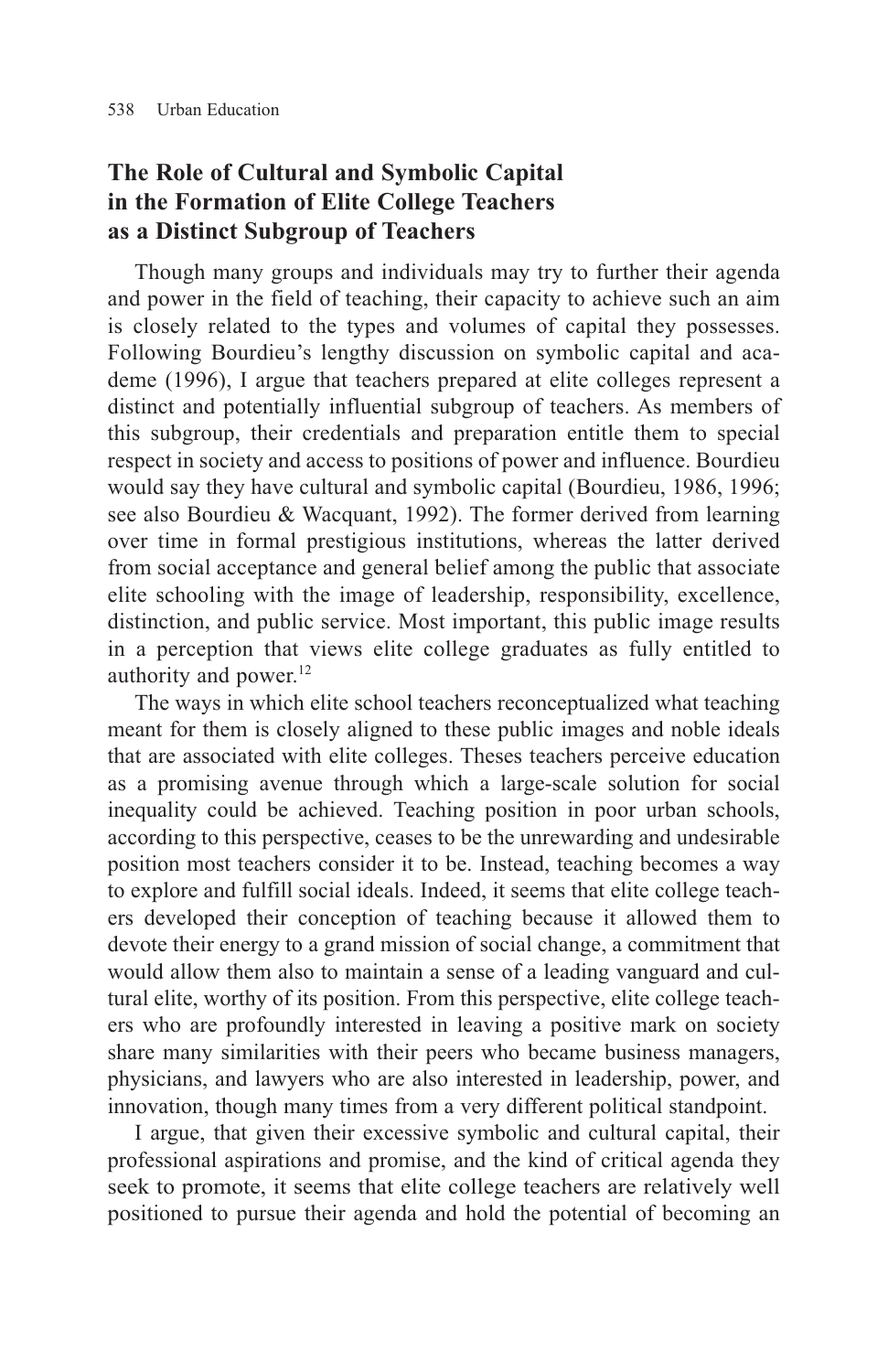## The Role of Cultural and Symbolic Capital in the Formation of Elite College Teachers as a Distinct Subgroup of Teachers

Though many groups and individuals may try to further their agenda and power in the field of teaching, their capacity to achieve such an aim is closely related to the types and volumes of capital they possesses. Following Bourdieu's lengthy discussion on symbolic capital and academe (1996), I argue that teachers prepared at elite colleges represent a distinct and potentially influential subgroup of teachers. As members of this subgroup, their credentials and preparation entitle them to special respect in society and access to positions of power and influence. Bourdieu would say they have cultural and symbolic capital (Bourdieu, 1986, 1996; see also Bourdieu & Wacquant, 1992). The former derived from learning over time in formal prestigious institutions, whereas the latter derived from social acceptance and general belief among the public that associate elite schooling with the image of leadership, responsibility, excellence, distinction, and public service. Most important, this public image results in a perception that views elite college graduates as fully entitled to authority and power.[12]

The ways in which elite school teachers reconceptualized what teaching meant for them is closely aligned to these public images and noble ideals that are associated with elite colleges. Theses teachers perceive education as a promising avenue through which a large-scale solution for social inequality could be achieved. Teaching position in poor urban schools, according to this perspective, ceases to be the unrewarding and undesirable position most teachers consider it to be. Instead, teaching becomes a way to explore and fulfill social ideals. Indeed, it seems that elite college teachers developed their conception of teaching because it allowed them to devote their energy to a grand mission of social change, a commitment that would allow them also to maintain a sense of a leading vanguard and cultural elite, worthy of its position. From this perspective, elite college teachers who are profoundly interested in leaving a positive mark on society share many similarities with their peers who became business managers, physicians, and lawyers who are also interested in leadership, power, and innovation, though many times from a very different political standpoint.

I argue, that given their excessive symbolic and cultural capital, their professional aspirations and promise, and the kind of critical agenda they seek to promote, it seems that elite college teachers are relatively well positioned to pursue their agenda and hold the potential of becoming an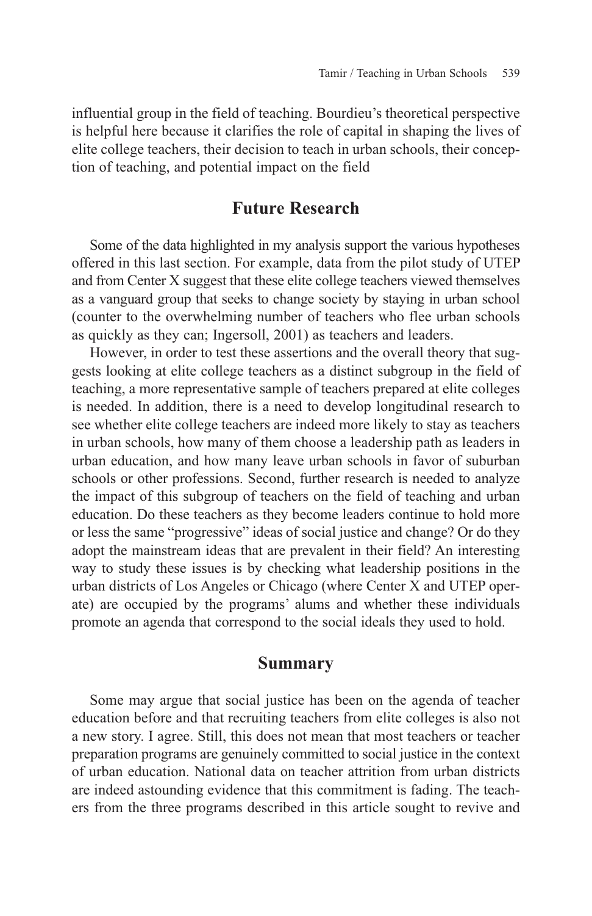influential group in the field of teaching. Bourdieu's theoretical perspective is helpful here because it clarifies the role of capital in shaping the lives of elite college teachers, their decision to teach in urban schools, their conception of teaching, and potential impact on the field

## Future Research

Some of the data highlighted in my analysis support the various hypotheses offered in this last section. For example, data from the pilot study of UTEP and from Center X suggest that these elite college teachers viewed themselves as a vanguard group that seeks to change society by staying in urban school (counter to the overwhelming number of teachers who flee urban schools as quickly as they can; Ingersoll, 2001) as teachers and leaders.

However, in order to test these assertions and the overall theory that suggests looking at elite college teachers as a distinct subgroup in the field of teaching, a more representative sample of teachers prepared at elite colleges is needed. In addition, there is a need to develop longitudinal research to see whether elite college teachers are indeed more likely to stay as teachers in urban schools, how many of them choose a leadership path as leaders in urban education, and how many leave urban schools in favor of suburban schools or other professions. Second, further research is needed to analyze the impact of this subgroup of teachers on the field of teaching and urban education. Do these teachers as they become leaders continue to hold more or less the same "progressive" ideas of social justice and change? Or do they adopt the mainstream ideas that are prevalent in their field? An interesting way to study these issues is by checking what leadership positions in the urban districts of Los Angeles or Chicago (where Center X and UTEP operate) are occupied by the programs' alums and whether these individuals promote an agenda that correspond to the social ideals they used to hold.

## Summary

Some may argue that social justice has been on the agenda of teacher education before and that recruiting teachers from elite colleges is also not a new story. I agree. Still, this does not mean that most teachers or teacher preparation programs are genuinely committed to social justice in the context of urban education. National data on teacher attrition from urban districts are indeed astounding evidence that this commitment is fading. The teachers from the three programs described in this article sought to revive and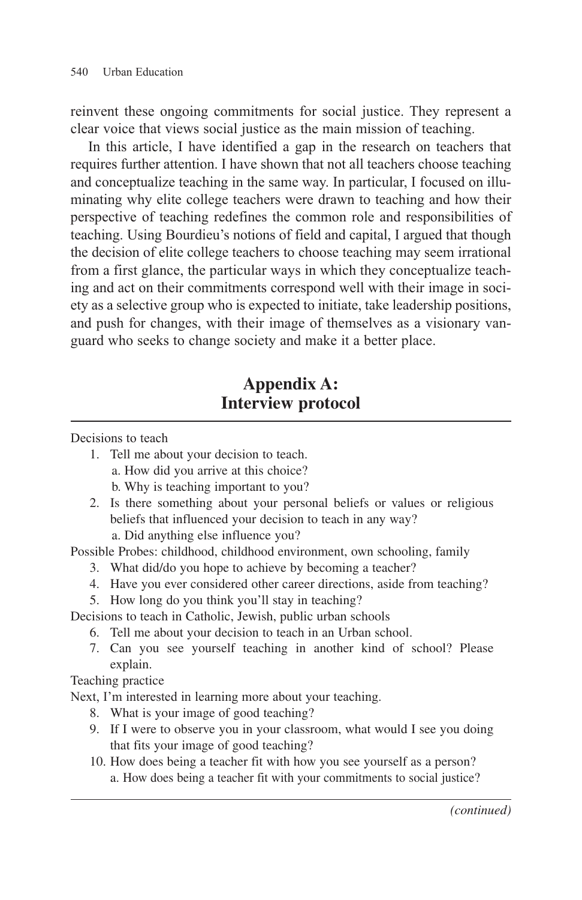reinvent these ongoing commitments for social justice. They represent a clear voice that views social justice as the main mission of teaching.

In this article, I have identified a gap in the research on teachers that requires further attention. I have shown that not all teachers choose teaching and conceptualize teaching in the same way. In particular, I focused on illuminating why elite college teachers were drawn to teaching and how their perspective of teaching redefines the common role and responsibilities of teaching. Using Bourdieu's notions of field and capital, I argued that though the decision of elite college teachers to choose teaching may seem irrational from a first glance, the particular ways in which they conceptualize teaching and act on their commitments correspond well with their image in society as a selective group who is expected to initiate, take leadership positions, and push for changes, with their image of themselves as a visionary vanguard who seeks to change society and make it a better place.

## Appendix A: Interview protocol

Decisions to teach

1. Tell me about your decision to teach.
   a. How did you arrive at this choice?
   b. Why is teaching important to you?
2. Is there something about your personal beliefs or values or religious beliefs that influenced your decision to teach in any way?
   a. Did anything else influence you?

Possible Probes: childhood, childhood environment, own schooling, family

3. What did/do you hope to achieve by becoming a teacher?
4. Have you ever considered other career directions, aside from teaching?
5. How long do you think you'll stay in teaching?

Decisions to teach in Catholic, Jewish, public urban schools

6. Tell me about your decision to teach in an Urban school.
7. Can you see yourself teaching in another kind of school? Please explain.

Teaching practice

Next, I'm interested in learning more about your teaching.

8. What is your image of good teaching?
9. If I were to observe you in your classroom, what would I see you doing that fits your image of good teaching?
10. How does being a teacher fit with how you see yourself as a person?
    a. How does being a teacher fit with your commitments to social justice?

*(continued)*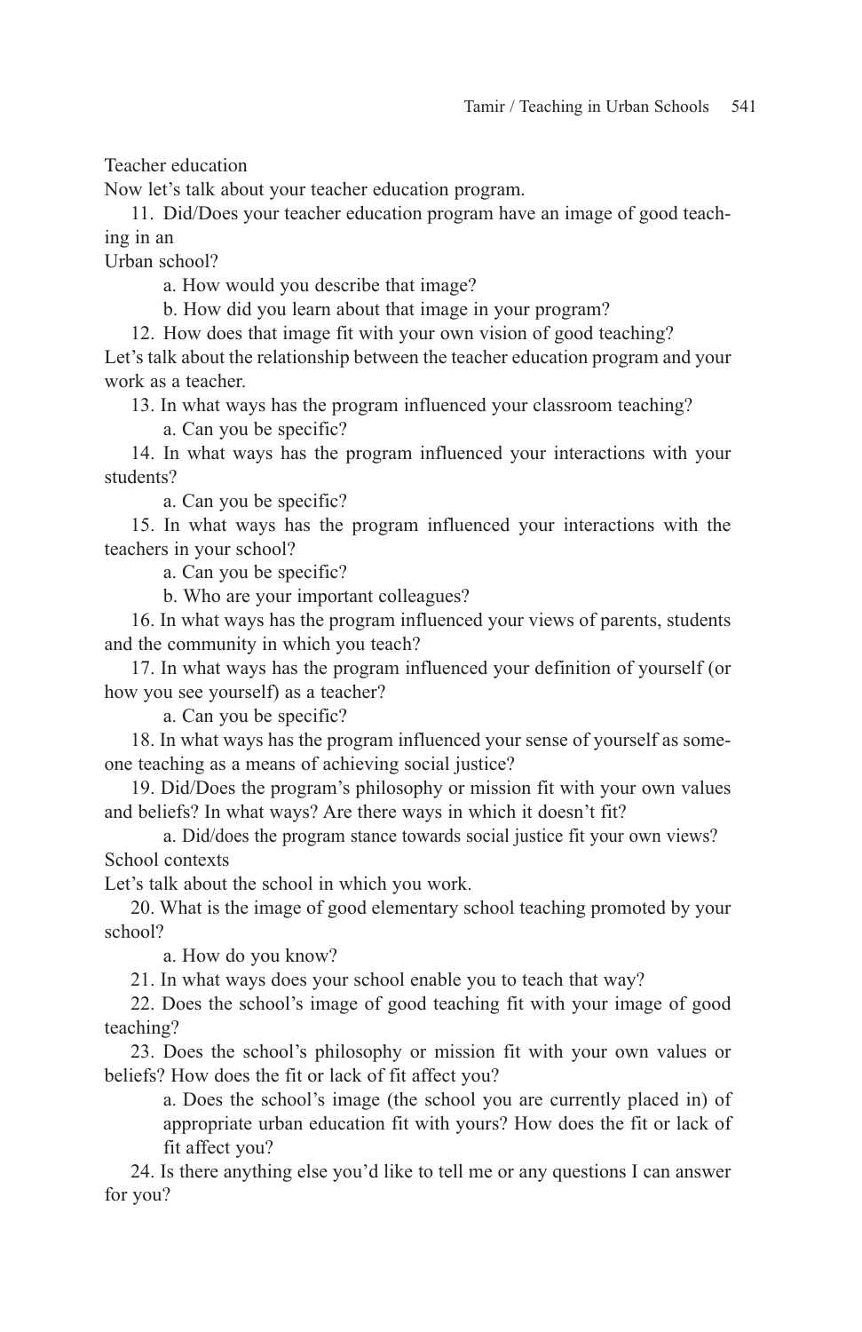Teacher education

Now let's talk about your teacher education program.

11. Did/Does your teacher education program have an image of good teaching in an Urban school?

   a. How would you describe that image?

   b. How did you learn about that image in your program?

12. How does that image fit with your own vision of good teaching?

Let's talk about the relationship between the teacher education program and your work as a teacher.

13. In what ways has the program influenced your classroom teaching?

   a. Can you be specific?

14. In what ways has the program influenced your interactions with your students?

   a. Can you be specific?

15. In what ways has the program influenced your interactions with the teachers in your school?

   a. Can you be specific?

   b. Who are your important colleagues?

16. In what ways has the program influenced your views of parents, students and the community in which you teach?

17. In what ways has the program influenced your definition of yourself (or how you see yourself) as a teacher?

   a. Can you be specific?

18. In what ways has the program influenced your sense of yourself as someone teaching as a means of achieving social justice?

19. Did/Does the program's philosophy or mission fit with your own values and beliefs? In what ways? Are there ways in which it doesn't fit?

   a. Did/does the program stance towards social justice fit your own views?

School contexts

Let's talk about the school in which you work.

20. What is the image of good elementary school teaching promoted by your school?

   a. How do you know?

21. In what ways does your school enable you to teach that way?

22. Does the school's image of good teaching fit with your image of good teaching?

23. Does the school's philosophy or mission fit with your own values or beliefs? How does the fit or lack of fit affect you?

   a. Does the school's image (the school you are currently placed in) of appropriate urban education fit with yours? How does the fit or lack of fit affect you?

24. Is there anything else you'd like to tell me or any questions I can answer for you?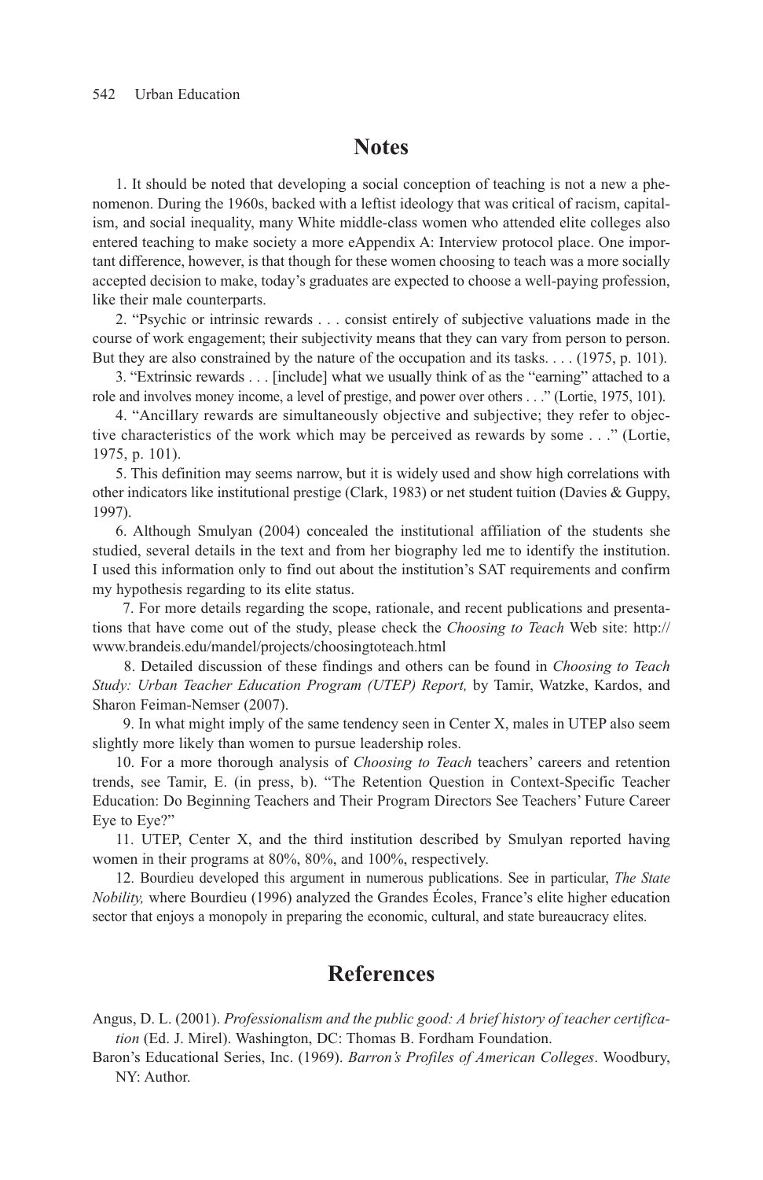## Notes

1. It should be noted that developing a social conception of teaching is not a new a phenomenon. During the 1960s, backed with a leftist ideology that was critical of racism, capitalism, and social inequality, many White middle-class women who attended elite colleges also entered teaching to make society a more eAppendix A: Interview protocol place. One important difference, however, is that though for these women choosing to teach was a more socially accepted decision to make, today's graduates are expected to choose a well-paying profession, like their male counterparts.

2. "Psychic or intrinsic rewards . . . consist entirely of subjective valuations made in the course of work engagement; their subjectivity means that they can vary from person to person. But they are also constrained by the nature of the occupation and its tasks. . . . (1975, p. 101).

3. "Extrinsic rewards . . . [include] what we usually think of as the "earning" attached to a role and involves money income, a level of prestige, and power over others . . ." (Lortie, 1975, 101).

4. "Ancillary rewards are simultaneously objective and subjective; they refer to objective characteristics of the work which may be perceived as rewards by some . . ." (Lortie, 1975, p. 101).

5. This definition may seems narrow, but it is widely used and show high correlations with other indicators like institutional prestige (Clark, 1983) or net student tuition (Davies & Guppy, 1997).

6. Although Smulyan (2004) concealed the institutional affiliation of the students she studied, several details in the text and from her biography led me to identify the institution. I used this information only to find out about the institution's SAT requirements and confirm my hypothesis regarding to its elite status.

7. For more details regarding the scope, rationale, and recent publications and presentations that have come out of the study, please check the *Choosing to Teach* Web site: http://www.brandeis.edu/mandel/projects/choosingtoteach.html

8. Detailed discussion of these findings and others can be found in *Choosing to Teach Study: Urban Teacher Education Program (UTEP) Report,* by Tamir, Watzke, Kardos, and Sharon Feiman-Nemser (2007).

9. In what might imply of the same tendency seen in Center X, males in UTEP also seem slightly more likely than women to pursue leadership roles.

10. For a more thorough analysis of *Choosing to Teach* teachers' careers and retention trends, see Tamir, E. (in press, b). "The Retention Question in Context-Specific Teacher Education: Do Beginning Teachers and Their Program Directors See Teachers' Future Career Eye to Eye?"

11. UTEP, Center X, and the third institution described by Smulyan reported having women in their programs at 80%, 80%, and 100%, respectively.

12. Bourdieu developed this argument in numerous publications. See in particular, *The State Nobility,* where Bourdieu (1996) analyzed the Grandes Écoles, France's elite higher education sector that enjoys a monopoly in preparing the economic, cultural, and state bureaucracy elites.

## References

Angus, D. L. (2001). *Professionalism and the public good: A brief history of teacher certification* (Ed. J. Mirel). Washington, DC: Thomas B. Fordham Foundation.

Baron's Educational Series, Inc. (1969). *Barron's Profiles of American Colleges*. Woodbury, NY: Author.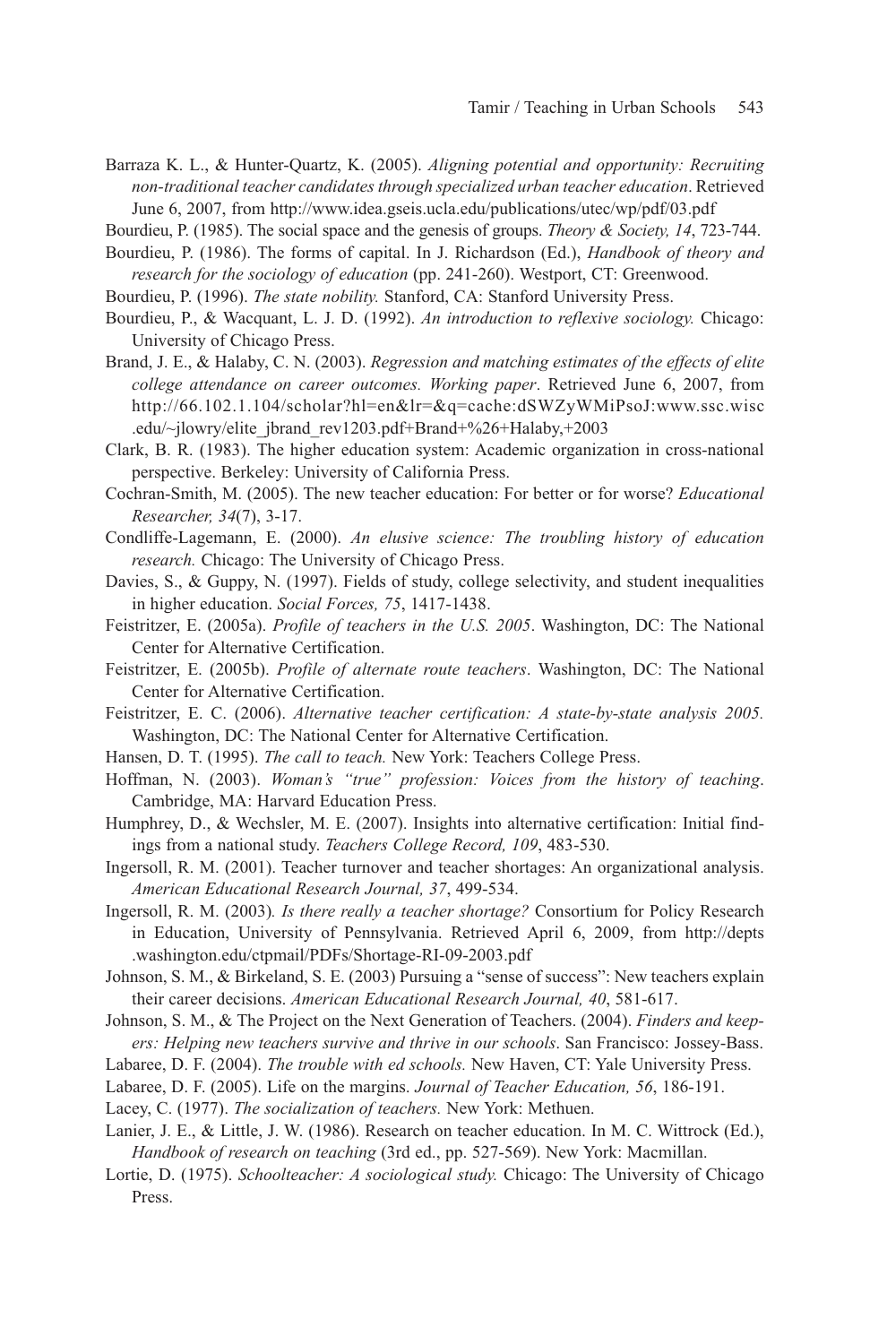Barraza K. L., & Hunter-Quartz, K. (2005). *Aligning potential and opportunity: Recruiting non-traditional teacher candidates through specialized urban teacher education*. Retrieved June 6, 2007, from http://www.idea.gseis.ucla.edu/publications/utec/wp/pdf/03.pdf

Bourdieu, P. (1985). The social space and the genesis of groups. *Theory & Society, 14*, 723-744.

Bourdieu, P. (1986). The forms of capital. In J. Richardson (Ed.), *Handbook of theory and research for the sociology of education* (pp. 241-260). Westport, CT: Greenwood.

Bourdieu, P. (1996). *The state nobility.* Stanford, CA: Stanford University Press.

Bourdieu, P., & Wacquant, L. J. D. (1992). *An introduction to reflexive sociology.* Chicago: University of Chicago Press.

Brand, J. E., & Halaby, C. N. (2003). *Regression and matching estimates of the effects of elite college attendance on career outcomes. Working paper*. Retrieved June 6, 2007, from http://66.102.1.104/scholar?hl=en&lr=&q=cache:dSWZyWMiPsoJ:www.ssc.wisc.edu/~jlowry/elite_jbrand_rev1203.pdf+Brand+%26+Halaby,+2003

Clark, B. R. (1983). The higher education system: Academic organization in cross-national perspective. Berkeley: University of California Press.

Cochran-Smith, M. (2005). The new teacher education: For better or for worse? *Educational Researcher, 34*(7), 3-17.

Condliffe-Lagemann, E. (2000). *An elusive science: The troubling history of education research.* Chicago: The University of Chicago Press.

Davies, S., & Guppy, N. (1997). Fields of study, college selectivity, and student inequalities in higher education. *Social Forces, 75*, 1417-1438.

Feistritzer, E. (2005a). *Profile of teachers in the U.S. 2005*. Washington, DC: The National Center for Alternative Certification.

Feistritzer, E. (2005b). *Profile of alternate route teachers*. Washington, DC: The National Center for Alternative Certification.

Feistritzer, E. C. (2006). *Alternative teacher certification: A state-by-state analysis 2005.* Washington, DC: The National Center for Alternative Certification.

Hansen, D. T. (1995). *The call to teach.* New York: Teachers College Press.

Hoffman, N. (2003). *Woman's "true" profession: Voices from the history of teaching*. Cambridge, MA: Harvard Education Press.

Humphrey, D., & Wechsler, M. E. (2007). Insights into alternative certification: Initial findings from a national study. *Teachers College Record, 109*, 483-530.

Ingersoll, R. M. (2001). Teacher turnover and teacher shortages: An organizational analysis. *American Educational Research Journal, 37*, 499-534.

Ingersoll, R. M. (2003). *Is there really a teacher shortage?* Consortium for Policy Research in Education, University of Pennsylvania. Retrieved April 6, 2009, from http://depts.washington.edu/ctpmail/PDFs/Shortage-RI-09-2003.pdf

Johnson, S. M., & Birkeland, S. E. (2003) Pursuing a "sense of success": New teachers explain their career decisions. *American Educational Research Journal, 40*, 581-617.

Johnson, S. M., & The Project on the Next Generation of Teachers. (2004). *Finders and keepers: Helping new teachers survive and thrive in our schools*. San Francisco: Jossey-Bass.

Labaree, D. F. (2004). *The trouble with ed schools.* New Haven, CT: Yale University Press.

Labaree, D. F. (2005). Life on the margins. *Journal of Teacher Education, 56*, 186-191.

Lacey, C. (1977). *The socialization of teachers.* New York: Methuen.

Lanier, J. E., & Little, J. W. (1986). Research on teacher education. In M. C. Wittrock (Ed.), *Handbook of research on teaching* (3rd ed., pp. 527-569). New York: Macmillan.

Lortie, D. (1975). *Schoolteacher: A sociological study.* Chicago: The University of Chicago Press.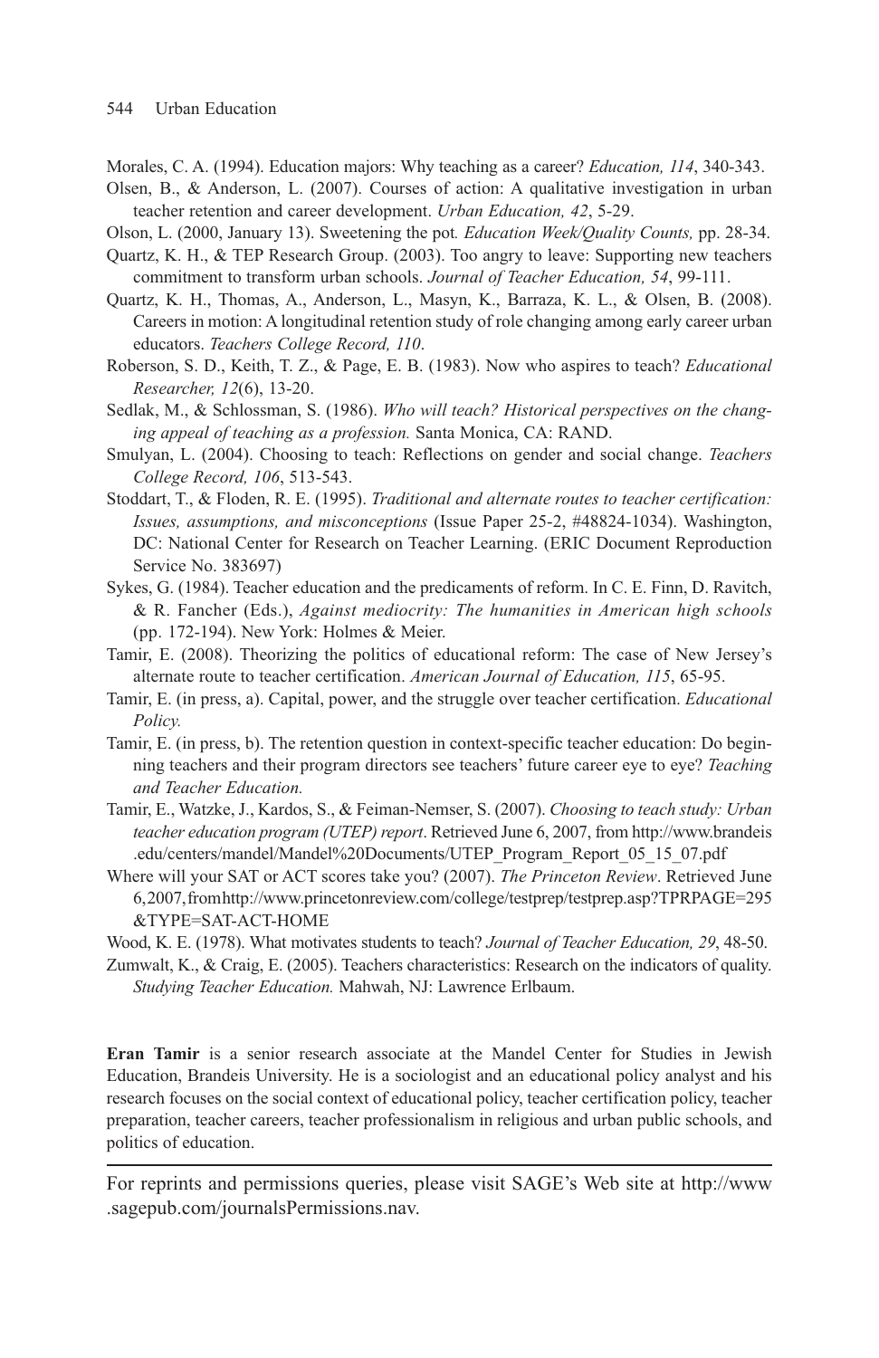Morales, C. A. (1994). Education majors: Why teaching as a career? *Education, 114*, 340-343.

Olsen, B., & Anderson, L. (2007). Courses of action: A qualitative investigation in urban teacher retention and career development. *Urban Education, 42*, 5-29.

Olson, L. (2000, January 13). Sweetening the pot. *Education Week/Quality Counts,* pp. 28-34.

Quartz, K. H., & TEP Research Group. (2003). Too angry to leave: Supporting new teachers commitment to transform urban schools. *Journal of Teacher Education, 54*, 99-111.

Quartz, K. H., Thomas, A., Anderson, L., Masyn, K., Barraza, K. L., & Olsen, B. (2008). Careers in motion: A longitudinal retention study of role changing among early career urban educators. *Teachers College Record, 110*.

Roberson, S. D., Keith, T. Z., & Page, E. B. (1983). Now who aspires to teach? *Educational Researcher, 12*(6), 13-20.

Sedlak, M., & Schlossman, S. (1986). *Who will teach? Historical perspectives on the changing appeal of teaching as a profession.* Santa Monica, CA: RAND.

Smulyan, L. (2004). Choosing to teach: Reflections on gender and social change. *Teachers College Record, 106*, 513-543.

Stoddart, T., & Floden, R. E. (1995). *Traditional and alternate routes to teacher certification: Issues, assumptions, and misconceptions* (Issue Paper 25-2, #48824-1034). Washington, DC: National Center for Research on Teacher Learning. (ERIC Document Reproduction Service No. 383697)

Sykes, G. (1984). Teacher education and the predicaments of reform. In C. E. Finn, D. Ravitch, & R. Fancher (Eds.), *Against mediocrity: The humanities in American high schools* (pp. 172-194). New York: Holmes & Meier.

Tamir, E. (2008). Theorizing the politics of educational reform: The case of New Jersey's alternate route to teacher certification. *American Journal of Education, 115*, 65-95.

Tamir, E. (in press, a). Capital, power, and the struggle over teacher certification. *Educational Policy.*

Tamir, E. (in press, b). The retention question in context-specific teacher education: Do beginning teachers and their program directors see teachers' future career eye to eye? *Teaching and Teacher Education.*

Tamir, E., Watzke, J., Kardos, S., & Feiman-Nemser, S. (2007). *Choosing to teach study: Urban teacher education program (UTEP) report*. Retrieved June 6, 2007, from http://www.brandeis.edu/centers/mandel/Mandel%20Documents/UTEP_Program_Report_05_15_07.pdf

Where will your SAT or ACT scores take you? (2007). *The Princeton Review*. Retrieved June 6, 2007, from http://www.princetonreview.com/college/testprep/testprep.asp?TPRPAGE=295&TYPE=SAT-ACT-HOME

Wood, K. E. (1978). What motivates students to teach? *Journal of Teacher Education, 29*, 48-50.

Zumwalt, K., & Craig, E. (2005). Teachers characteristics: Research on the indicators of quality. *Studying Teacher Education.* Mahwah, NJ: Lawrence Erlbaum.

**Eran Tamir** is a senior research associate at the Mandel Center for Studies in Jewish Education, Brandeis University. He is a sociologist and an educational policy analyst and his research focuses on the social context of educational policy, teacher certification policy, teacher preparation, teacher careers, teacher professionalism in religious and urban public schools, and politics of education.

For reprints and permissions queries, please visit SAGE's Web site at http://www.sagepub.com/journalsPermissions.nav.